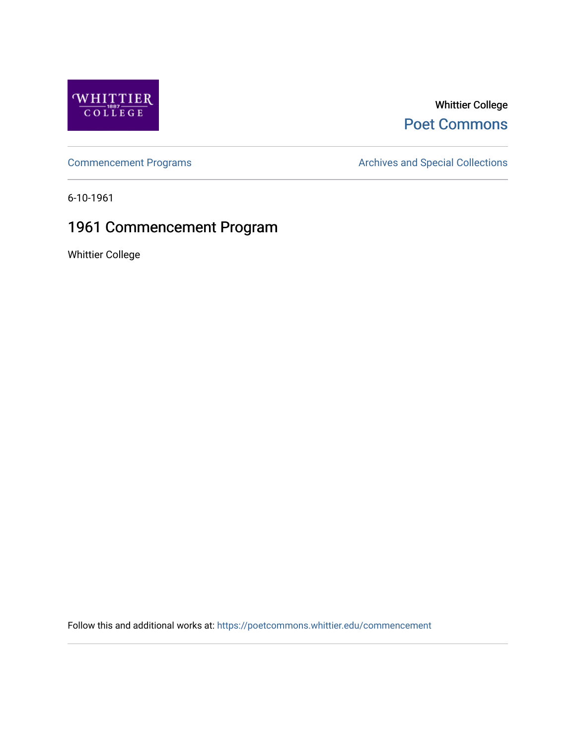Whittier College

Poet Commons

Commencement Programs

Archives and Special Collections

6-10-1961

# 1961 Commencement Program

Whittier College

Follow this and additional works at: https://poetcommons.whittier.edu/commencement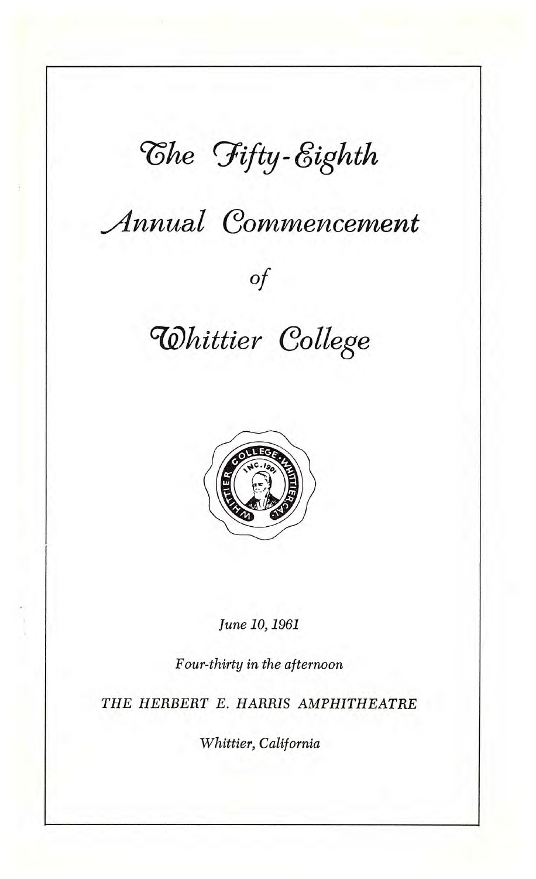# The Fifty-Eighth

# Annual Commencement

*of*

# Whittier College

*June 10, 1961*

*Four-thirty in the afternoon*

*THE HERBERT E. HARRIS AMPHITHEATRE*

*Whittier, California*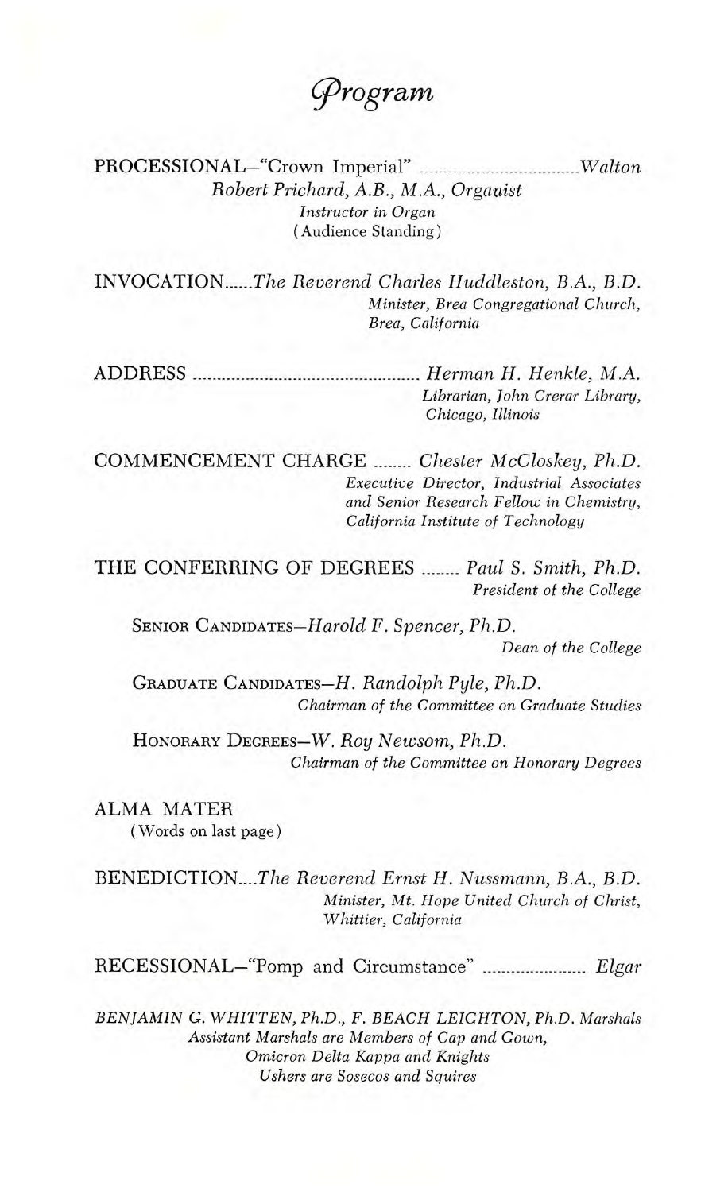# *Program*

PROCESSIONAL—"Crown Imperial" .................................... *Walton*

*Robert Prichard, A.B., M.A., Organist*
*Instructor in Organ*
(Audience Standing)

INVOCATION......*The Reverend Charles Huddleston, B.A., B.D.*
*Minister, Brea Congregational Church,*
*Brea, California*

ADDRESS .................................................. *Herman H. Henkle, M.A.*
*Librarian, John Crerar Library,*
*Chicago, Illinois*

COMMENCEMENT CHARGE ........ *Chester McCloskey, Ph.D.*
*Executive Director, Industrial Associates*
*and Senior Research Fellow in Chemistry,*
*California Institute of Technology*

THE CONFERRING OF DEGREES ........ *Paul S. Smith, Ph.D.*
*President of the College*

SENIOR CANDIDATES—*Harold F. Spencer, Ph.D.*
*Dean of the College*

GRADUATE CANDIDATES—*H. Randolph Pyle, Ph.D.*
*Chairman of the Committee on Graduate Studies*

HONORARY DEGREES—*W. Roy Newsom, Ph.D.*
*Chairman of the Committee on Honorary Degrees*

ALMA MATER
(Words on last page)

BENEDICTION....*The Reverend Ernst H. Nussmann, B.A., B.D.*
*Minister, Mt. Hope United Church of Christ,*
*Whittier, California*

RECESSIONAL—"Pomp and Circumstance" ....................... *Elgar*

*BENJAMIN G. WHITTEN, Ph.D., F. BEACH LEIGHTON, Ph.D. Marshals*
*Assistant Marshals are Members of Cap and Gown,*
*Omicron Delta Kappa and Knights*
*Ushers are Sosecos and Squires*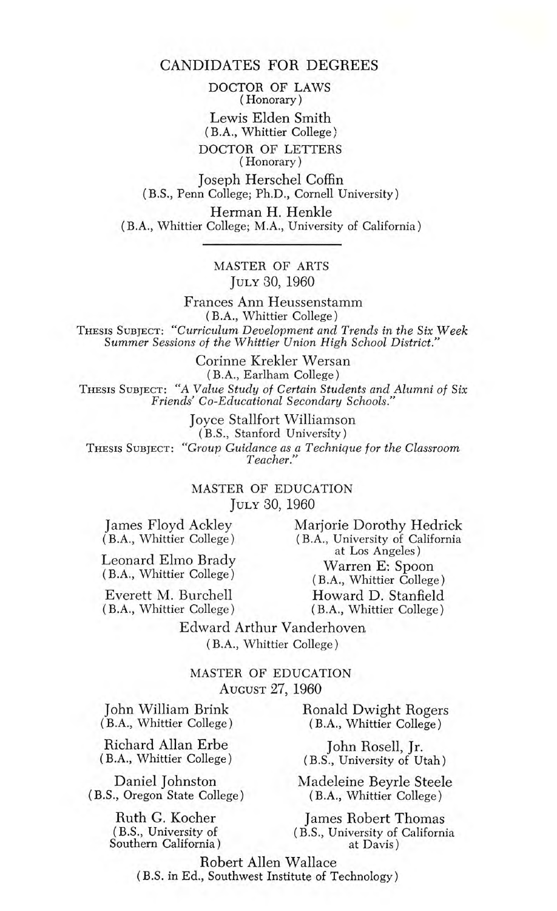# CANDIDATES FOR DEGREES

## DOCTOR OF LAWS
(Honorary)

Lewis Elden Smith
(B.A., Whittier College)

## DOCTOR OF LETTERS
(Honorary)

Joseph Herschel Coffin
(B.S., Penn College; Ph.D., Cornell University)

Herman H. Henkle
(B.A., Whittier College; M.A., University of California)

---

## MASTER OF ARTS
JULY 30, 1960

Frances Ann Heussenstamm
(B.A., Whittier College)
THESIS SUBJECT: *"Curriculum Development and Trends in the Six Week Summer Sessions of the Whittier Union High School District."*

Corinne Krekler Wersan
(B.A., Earlham College)
THESIS SUBJECT: *"A Value Study of Certain Students and Alumni of Six Friends' Co-Educational Secondary Schools."*

Joyce Stallfort Williamson
(B.S., Stanford University)
THESIS SUBJECT: *"Group Guidance as a Technique for the Classroom Teacher."*

## MASTER OF EDUCATION
JULY 30, 1960

James Floyd Ackley
(B.A., Whittier College)

Leonard Elmo Brady
(B.A., Whittier College)

Everett M. Burchell
(B.A., Whittier College)

Marjorie Dorothy Hedrick
(B.A., University of California at Los Angeles)

Warren E. Spoon
(B.A., Whittier College)

Howard D. Stanfield
(B.A., Whittier College)

Edward Arthur Vanderhoven
(B.A., Whittier College)

## MASTER OF EDUCATION
AUGUST 27, 1960

John William Brink
(B.A., Whittier College)

Richard Allan Erbe
(B.A., Whittier College)

Daniel Johnston
(B.S., Oregon State College)

Ruth G. Kocher
(B.S., University of Southern California)

Ronald Dwight Rogers
(B.A., Whittier College)

John Rosell, Jr.
(B.S., University of Utah)

Madeleine Beyrle Steele
(B.A., Whittier College)

James Robert Thomas
(B.S., University of California at Davis)

Robert Allen Wallace
(B.S. in Ed., Southwest Institute of Technology)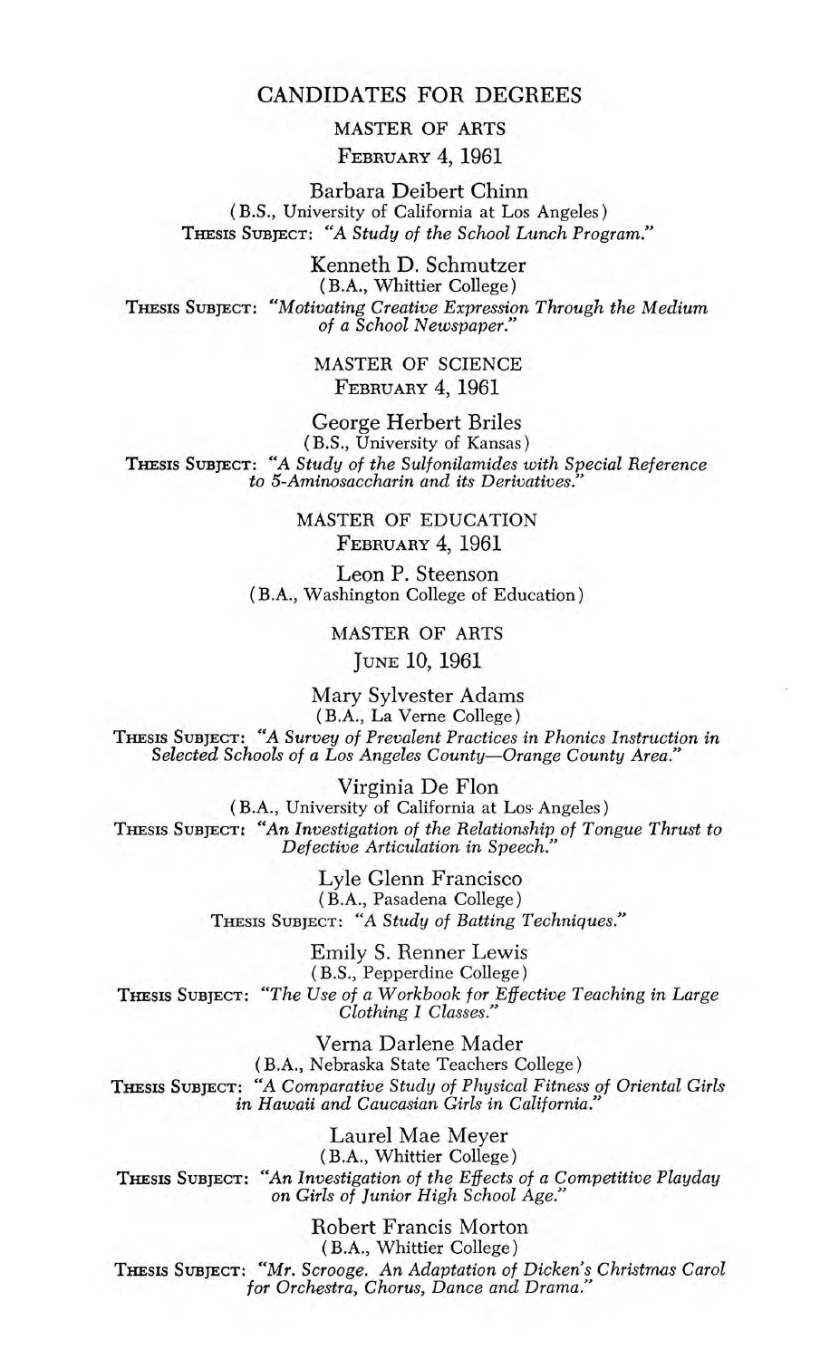# CANDIDATES FOR DEGREES

## MASTER OF ARTS

### FEBRUARY 4, 1961

**Barbara Deibert Chinn**
(B.S., University of California at Los Angeles)
THESIS SUBJECT: *"A Study of the School Lunch Program."*

**Kenneth D. Schmutzer**
(B.A., Whittier College)
THESIS SUBJECT: *"Motivating Creative Expression Through the Medium of a School Newspaper."*

## MASTER OF SCIENCE

### FEBRUARY 4, 1961

**George Herbert Briles**
(B.S., University of Kansas)
THESIS SUBJECT: *"A Study of the Sulfonilamides with Special Reference to 5-Aminosaccharin and its Derivatives."*

## MASTER OF EDUCATION

### FEBRUARY 4, 1961

**Leon P. Steenson**
(B.A., Washington College of Education)

## MASTER OF ARTS

### JUNE 10, 1961

**Mary Sylvester Adams**
(B.A., La Verne College)
THESIS SUBJECT: *"A Survey of Prevalent Practices in Phonics Instruction in Selected Schools of a Los Angeles County—Orange County Area."*

**Virginia De Flon**
(B.A., University of California at Los Angeles)
THESIS SUBJECT: *"An Investigation of the Relationship of Tongue Thrust to Defective Articulation in Speech."*

**Lyle Glenn Francisco**
(B.A., Pasadena College)
THESIS SUBJECT: *"A Study of Batting Techniques."*

**Emily S. Renner Lewis**
(B.S., Pepperdine College)
THESIS SUBJECT: *"The Use of a Workbook for Effective Teaching in Large Clothing I Classes."*

**Verna Darlene Mader**
(B.A., Nebraska State Teachers College)
THESIS SUBJECT: *"A Comparative Study of Physical Fitness of Oriental Girls in Hawaii and Caucasian Girls in California."*

**Laurel Mae Meyer**
(B.A., Whittier College)
THESIS SUBJECT: *"An Investigation of the Effects of a Competitive Playday on Girls of Junior High School Age."*

**Robert Francis Morton**
(B.A., Whittier College)
THESIS SUBJECT: *"Mr. Scrooge. An Adaptation of Dicken's Christmas Carol for Orchestra, Chorus, Dance and Drama."*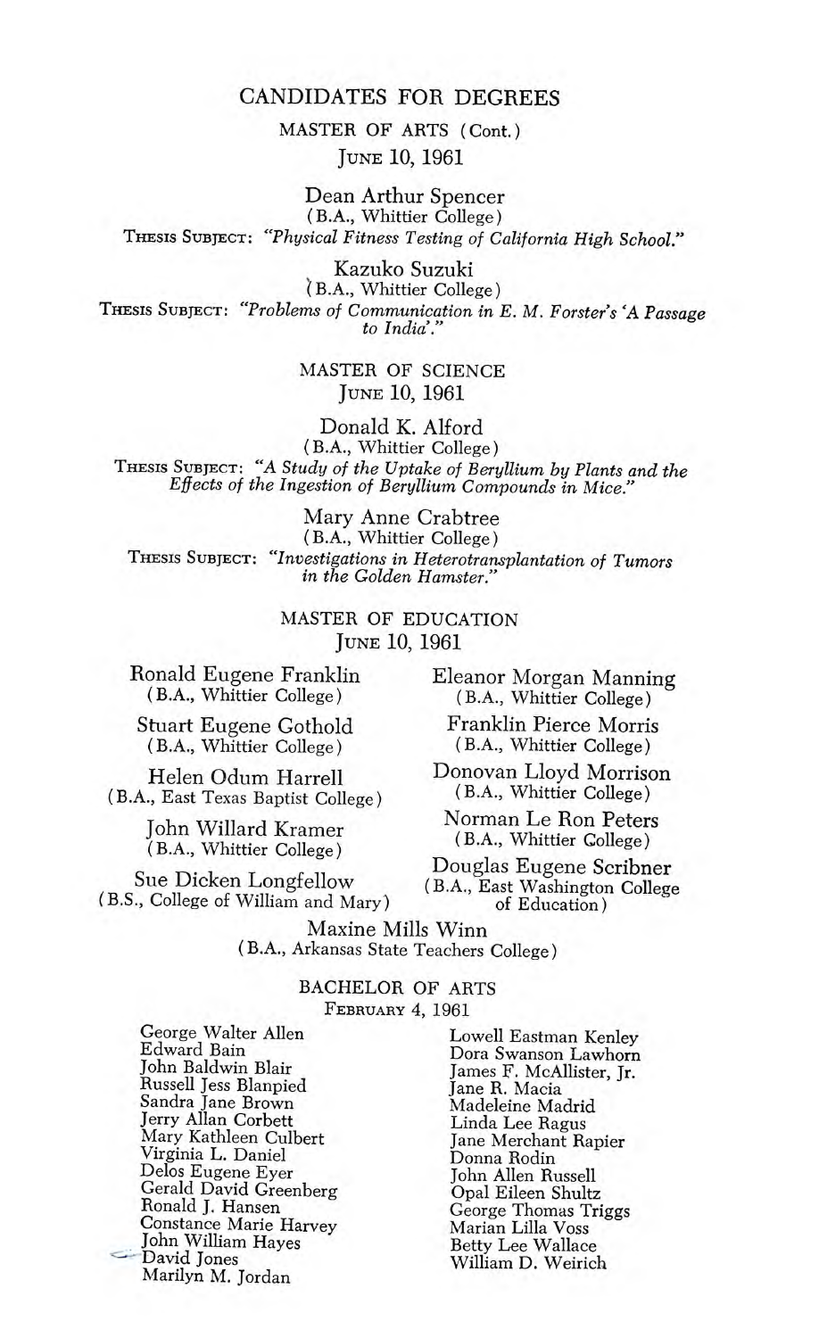# CANDIDATES FOR DEGREES

## MASTER OF ARTS (Cont.)

June 10, 1961

Dean Arthur Spencer
(B.A., Whittier College)
Thesis Subject: *"Physical Fitness Testing of California High School."*

Kazuko Suzuki
(B.A., Whittier College)
Thesis Subject: *"Problems of Communication in E. M. Forster's 'A Passage to India'."*

## MASTER OF SCIENCE

June 10, 1961

Donald K. Alford
(B.A., Whittier College)
Thesis Subject: *"A Study of the Uptake of Beryllium by Plants and the Effects of the Ingestion of Beryllium Compounds in Mice."*

Mary Anne Crabtree
(B.A., Whittier College)
Thesis Subject: *"Investigations in Heterotransplantation of Tumors in the Golden Hamster."*

## MASTER OF EDUCATION

June 10, 1961

Ronald Eugene Franklin
(B.A., Whittier College)

Stuart Eugene Gothold
(B.A., Whittier College)

Helen Odum Harrell
(B.A., East Texas Baptist College)

John Willard Kramer
(B.A., Whittier College)

Sue Dicken Longfellow
(B.S., College of William and Mary)

Eleanor Morgan Manning
(B.A., Whittier College)

Franklin Pierce Morris
(B.A., Whittier College)

Donovan Lloyd Morrison
(B.A., Whittier College)

Norman Le Ron Peters
(B.A., Whittier College)

Douglas Eugene Scribner
(B.A., East Washington College of Education)

Maxine Mills Winn
(B.A., Arkansas State Teachers College)

## BACHELOR OF ARTS

February 4, 1961

George Walter Allen
Edward Bain
John Baldwin Blair
Russell Jess Blanpied
Sandra Jane Brown
Jerry Allan Corbett
Mary Kathleen Culbert
Virginia L. Daniel
Delos Eugene Eyer
Gerald David Greenberg
Ronald J. Hansen
Constance Marie Harvey
John William Hayes
David Jones
Marilyn M. Jordan
Lowell Eastman Kenley
Dora Swanson Lawhorn
James F. McAllister, Jr.
Jane R. Macia
Madeleine Madrid
Linda Lee Ragus
Jane Merchant Rapier
Donna Rodin
John Allen Russell
Opal Eileen Shultz
George Thomas Triggs
Marian Lilla Voss
Betty Lee Wallace
William D. Weirich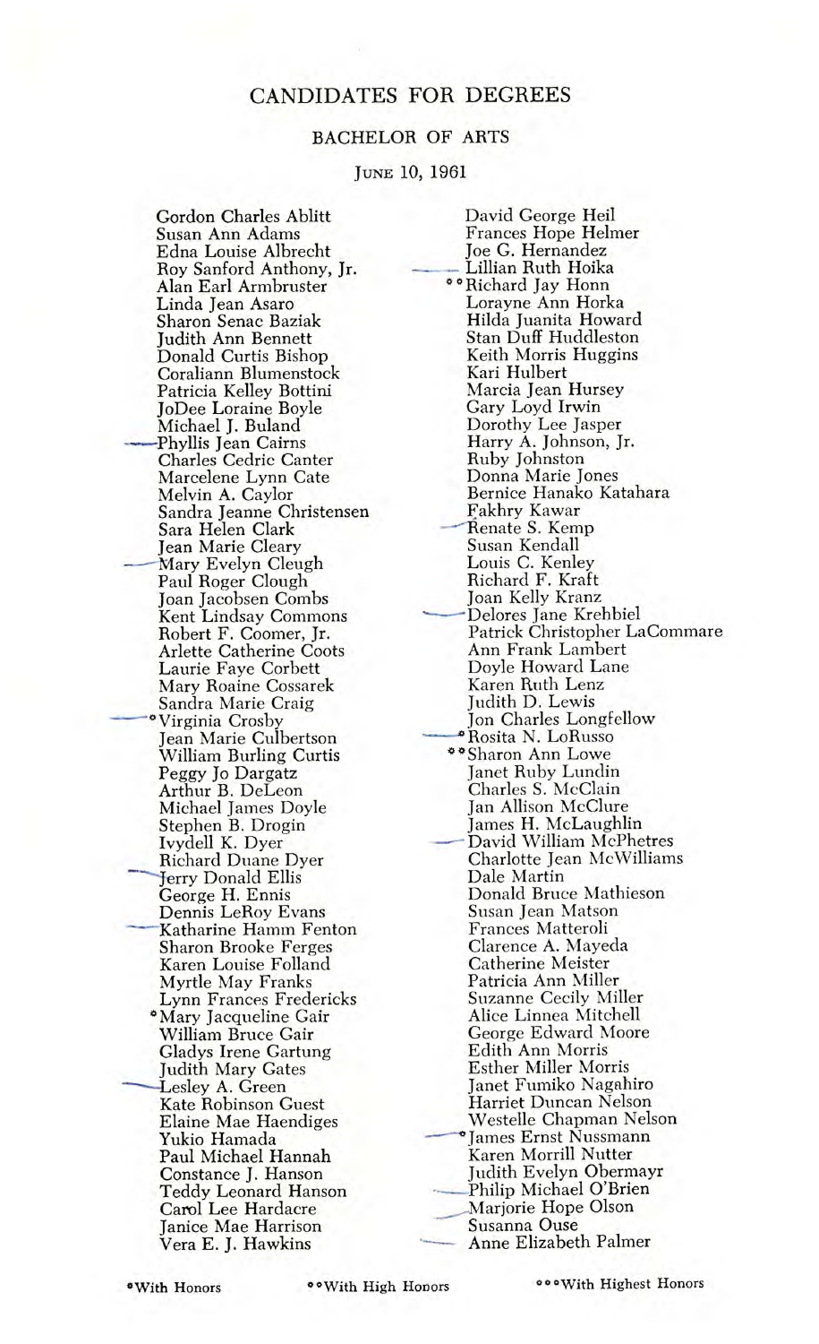# CANDIDATES FOR DEGREES

## BACHELOR OF ARTS

June 10, 1961

Gordon Charles Ablitt
Susan Ann Adams
Edna Louise Albrecht
Roy Sanford Anthony, Jr.
Alan Earl Armbruster
Linda Jean Asaro
Sharon Senac Baziak
Judith Ann Bennett
Donald Curtis Bishop
Coraliann Blumenstock
Patricia Kelley Bottini
JoDee Loraine Boyle
Michael J. Buland
Phyllis Jean Cairns
Charles Cedric Canter
Marcelene Lynn Cate
Melvin A. Caylor
Sandra Jeanne Christensen
Sara Helen Clark
Jean Marie Cleary
Mary Evelyn Cleugh
Paul Roger Clough
Joan Jacobsen Combs
Kent Lindsay Commons
Robert F. Coomer, Jr.
Arlette Catherine Coots
Laurie Faye Corbett
Mary Roaine Cossarek
Sandra Marie Craig
*Virginia Crosby
Jean Marie Culbertson
William Burling Curtis
Peggy Jo Dargatz
Arthur B. DeLeon
Michael James Doyle
Stephen B. Drogin
Ivydell K. Dyer
Richard Duane Dyer
Jerry Donald Ellis
George H. Ennis
Dennis LeRoy Evans
Katharine Hamm Fenton
Sharon Brooke Ferges
Karen Louise Folland
Myrtle May Franks
Lynn Frances Fredericks
*Mary Jacqueline Gair
William Bruce Gair
Gladys Irene Gartung
Judith Mary Gates
Lesley A. Green
Kate Robinson Guest
Elaine Mae Haendiges
Yukio Hamada
Paul Michael Hannah
Constance J. Hanson
Teddy Leonard Hanson
Carol Lee Hardacre
Janice Mae Harrison
Vera E. J. Hawkins
David George Heil
Frances Hope Helmer
Joe G. Hernandez
Lillian Ruth Hoika
**Richard Jay Honn
Lorayne Ann Horka
Hilda Juanita Howard
Stan Duff Huddleston
Keith Morris Huggins
Kari Hulbert
Marcia Jean Hursey
Gary Loyd Irwin
Dorothy Lee Jasper
Harry A. Johnson, Jr.
Ruby Johnston
Donna Marie Jones
Bernice Hanako Katahara
Fakhry Kawar
Renate S. Kemp
Susan Kendall
Louis C. Kenley
Richard F. Kraft
Joan Kelly Kranz
Delores Jane Krehbiel
Patrick Christopher LaCommare
Ann Frank Lambert
Doyle Howard Lane
Karen Ruth Lenz
Judith D. Lewis
Jon Charles Longfellow
*Rosita N. LoRusso
**Sharon Ann Lowe
Janet Ruby Lundin
Charles S. McClain
Jan Allison McClure
James H. McLaughlin
David William McPhetres
Charlotte Jean McWilliams
Dale Martin
Donald Bruce Mathieson
Susan Jean Matson
Frances Matteroli
Clarence A. Mayeda
Catherine Meister
Patricia Ann Miller
Suzanne Cecily Miller
Alice Linnea Mitchell
George Edward Moore
Edith Ann Morris
Esther Miller Morris
Janet Fumiko Nagahiro
Harriet Duncan Nelson
Westelle Chapman Nelson
*James Ernst Nussmann
Karen Morrill Nutter
Judith Evelyn Obermayr
Philip Michael O'Brien
Marjorie Hope Olson
Susanna Ouse
Anne Elizabeth Palmer

*With Honors **With High Honors ***With Highest Honors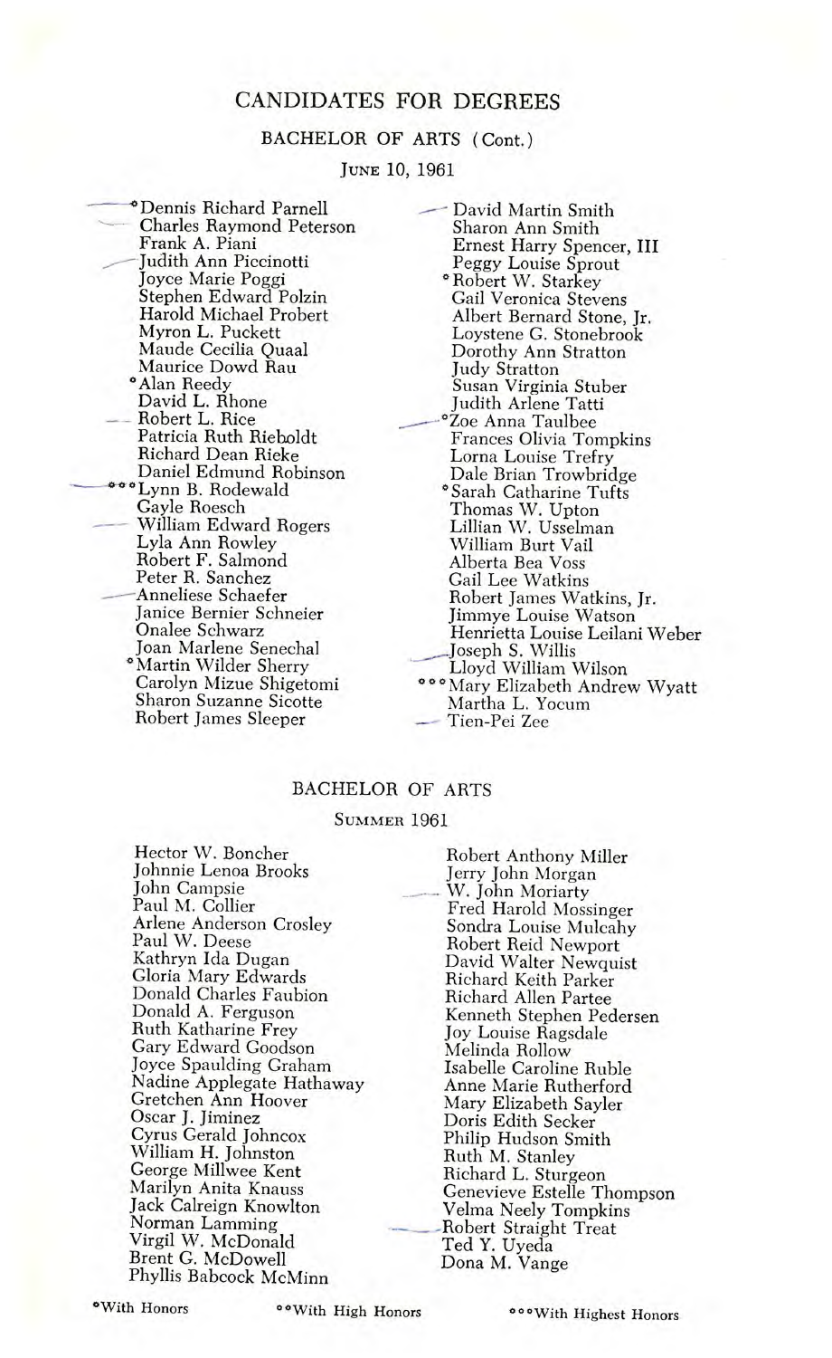# CANDIDATES FOR DEGREES

## BACHELOR OF ARTS (Cont.)

### June 10, 1961

*Dennis Richard Parnell
Charles Raymond Peterson
Frank A. Piani
Judith Ann Piccinotti
Joyce Marie Poggi
Stephen Edward Polzin
Harold Michael Probert
Myron L. Puckett
Maude Cecilia Quaal
Maurice Dowd Rau
*Alan Reedy
David L. Rhone
Robert L. Rice
Patricia Ruth Rieboldt
Richard Dean Rieke
Daniel Edmund Robinson
***Lynn B. Rodewald
Gayle Roesch
William Edward Rogers
Lyla Ann Rowley
Robert F. Salmond
Peter R. Sanchez
Anneliese Schaefer
Janice Bernier Schneier
Onalee Schwarz
Joan Marlene Senechal
*Martin Wilder Sherry
Carolyn Mizue Shigetomi
Sharon Suzanne Sicotte
Robert James Sleeper
David Martin Smith
Sharon Ann Smith
Ernest Harry Spencer, III
Peggy Louise Sprout
*Robert W. Starkey
Gail Veronica Stevens
Albert Bernard Stone, Jr.
Loystene G. Stonebrook
Dorothy Ann Stratton
Judy Stratton
Susan Virginia Stuber
Judith Arlene Tatti
*Zoe Anna Taulbee
Frances Olivia Tompkins
Lorna Louise Trefry
Dale Brian Trowbridge
*Sarah Catharine Tufts
Thomas W. Upton
Lillian W. Usselman
William Burt Vail
Alberta Bea Voss
Gail Lee Watkins
Robert James Watkins, Jr.
Jimmye Louise Watson
Henrietta Louise Leilani Weber
Joseph S. Willis
Lloyd William Wilson
***Mary Elizabeth Andrew Wyatt
Martha L. Yocum
Tien-Pei Zee

## BACHELOR OF ARTS

### Summer 1961

Hector W. Boncher
Johnnie Lenoa Brooks
John Campsie
Paul M. Collier
Arlene Anderson Crosley
Paul W. Deese
Kathryn Ida Dugan
Gloria Mary Edwards
Donald Charles Faubion
Donald A. Ferguson
Ruth Katharine Frey
Gary Edward Goodson
Joyce Spaulding Graham
Nadine Applegate Hathaway
Gretchen Ann Hoover
Oscar J. Jiminez
Cyrus Gerald Johncox
William H. Johnston
George Millwee Kent
Marilyn Anita Knauss
Jack Calreign Knowlton
Norman Lamming
Virgil W. McDonald
Brent G. McDowell
Phyllis Babcock McMinn
Robert Anthony Miller
Jerry John Morgan
W. John Moriarty
Fred Harold Mossinger
Sondra Louise Mulcahy
Robert Reid Newport
David Walter Newquist
Richard Keith Parker
Richard Allen Partee
Kenneth Stephen Pedersen
Joy Louise Ragsdale
Melinda Rollow
Isabelle Caroline Ruble
Anne Marie Rutherford
Mary Elizabeth Sayler
Doris Edith Secker
Philip Hudson Smith
Ruth M. Stanley
Richard L. Sturgeon
Genevieve Estelle Thompson
Velma Neely Tompkins
Robert Straight Treat
Ted Y. Uyeda
Dona M. Vange

*With Honors **With High Honors ***With Highest Honors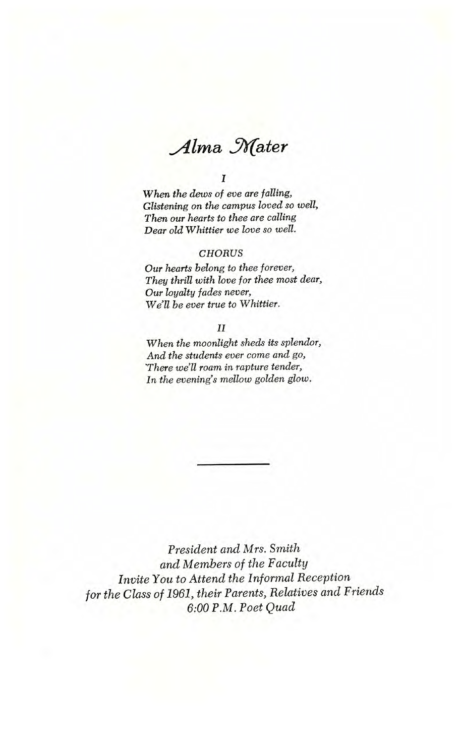# *Alma Mater*

*I*

*When the dews of eve are falling,*
*Glistening on the campus loved so well,*
*Then our hearts to thee are calling*
*Dear old Whittier we love so well.*

*CHORUS*

*Our hearts belong to thee forever,*
*They thrill with love for thee most dear,*
*Our loyalty fades never,*
*We'll be ever true to Whittier.*

*II*

*When the moonlight sheds its splendor,*
*And the students ever come and go,*
*There we'll roam in rapture tender,*
*In the evening's mellow golden glow.*

---

*President and Mrs. Smith*
*and Members of the Faculty*
*Invite You to Attend the Informal Reception*
*for the Class of 1961, their Parents, Relatives and Friends*
*6:00 P.M. Poet Quad*